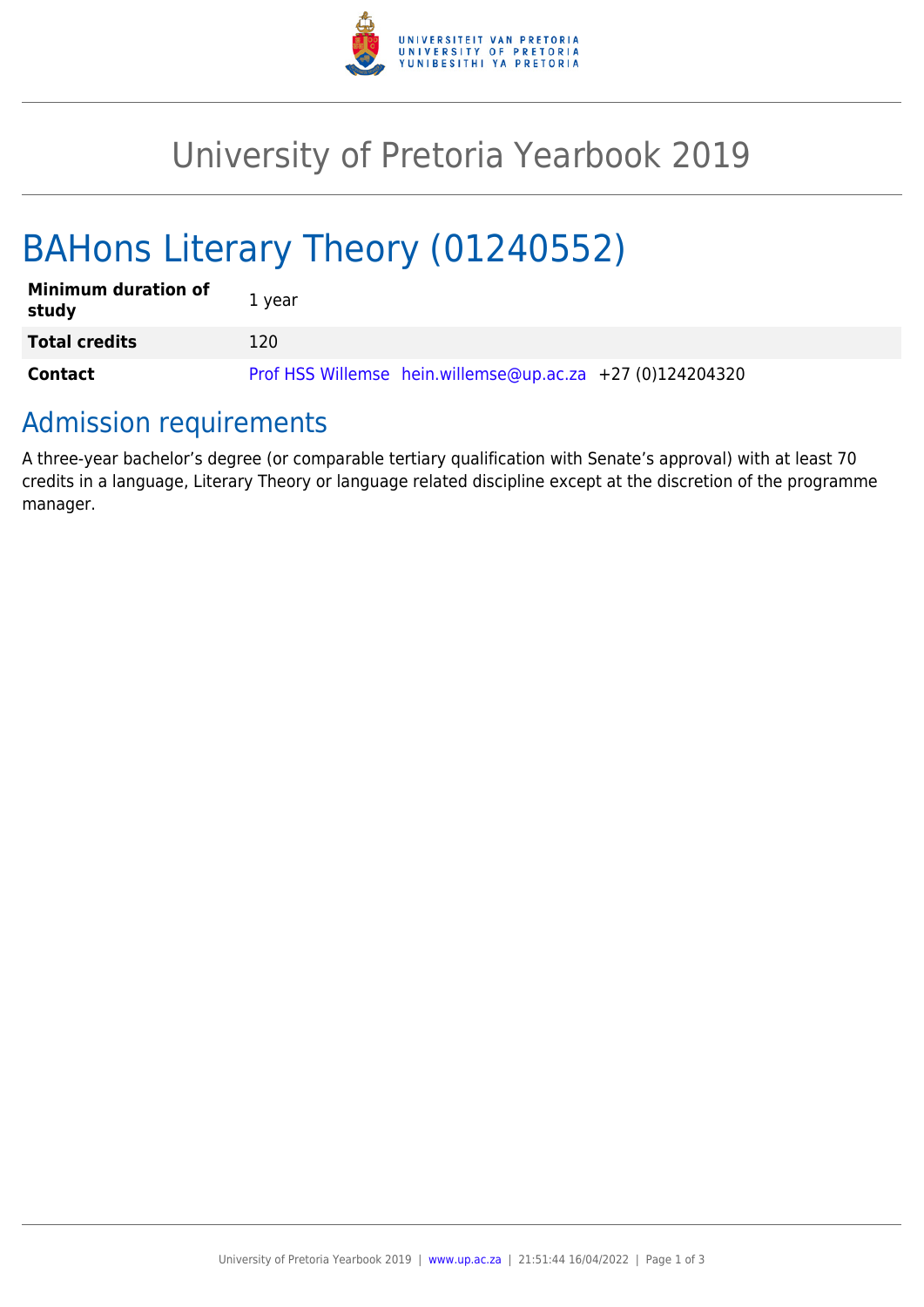# University of Pretoria Yearbook 2019

# BAHons Literary Theory (01240552)

| | |
|---|---|
| **Minimum duration of study** | 1 year |
| **Total credits** | 120 |
| **Contact** | Prof HSS Willemse hein.willemse@up.ac.za +27 (0)124204320 |

## Admission requirements

A three-year bachelor's degree (or comparable tertiary qualification with Senate's approval) with at least 70 credits in a language, Literary Theory or language related discipline except at the discretion of the programme manager.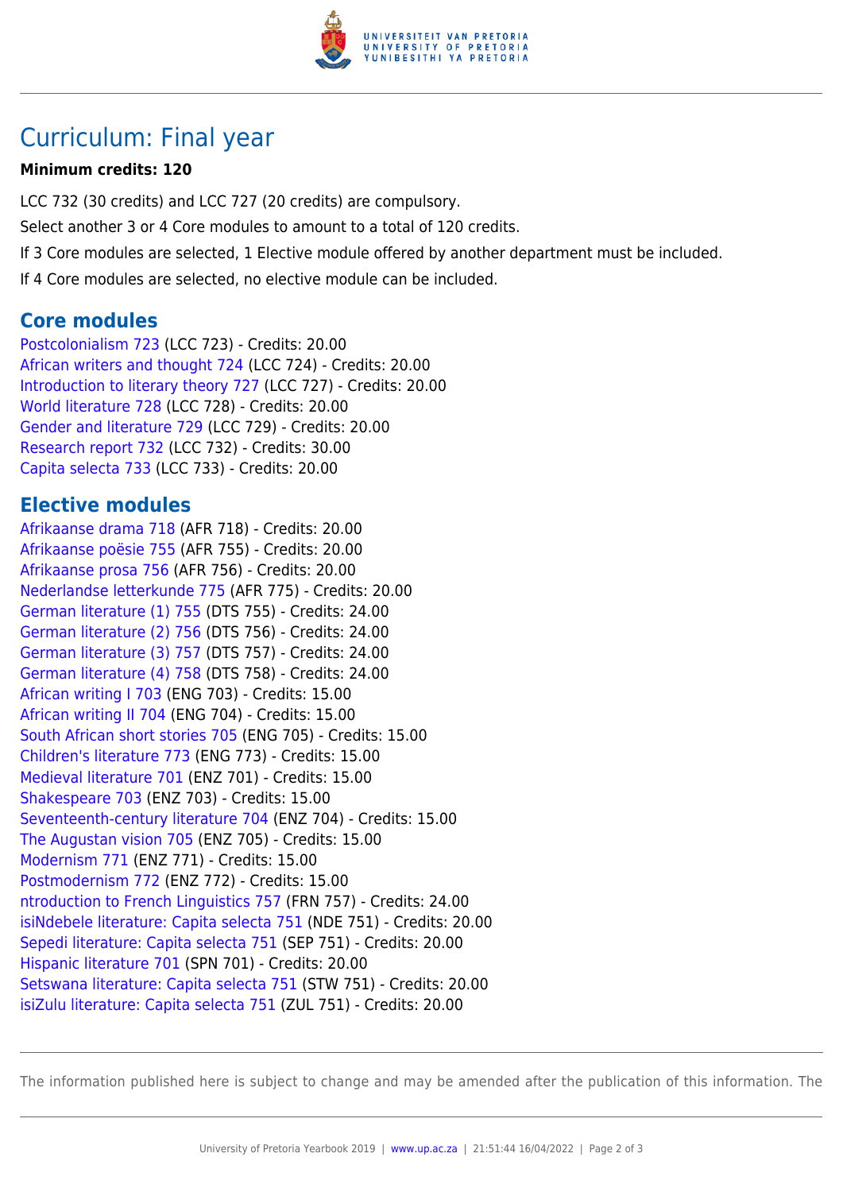# Curriculum: Final year

**Minimum credits: 120**

LCC 732 (30 credits) and LCC 727 (20 credits) are compulsory.

Select another 3 or 4 Core modules to amount to a total of 120 credits.

If 3 Core modules are selected, 1 Elective module offered by another department must be included.

If 4 Core modules are selected, no elective module can be included.

## Core modules

Postcolonialism 723 (LCC 723) - Credits: 20.00
African writers and thought 724 (LCC 724) - Credits: 20.00
Introduction to literary theory 727 (LCC 727) - Credits: 20.00
World literature 728 (LCC 728) - Credits: 20.00
Gender and literature 729 (LCC 729) - Credits: 20.00
Research report 732 (LCC 732) - Credits: 30.00
Capita selecta 733 (LCC 733) - Credits: 20.00

## Elective modules

Afrikaanse drama 718 (AFR 718) - Credits: 20.00
Afrikaanse poësie 755 (AFR 755) - Credits: 20.00
Afrikaanse prosa 756 (AFR 756) - Credits: 20.00
Nederlandse letterkunde 775 (AFR 775) - Credits: 20.00
German literature (1) 755 (DTS 755) - Credits: 24.00
German literature (2) 756 (DTS 756) - Credits: 24.00
German literature (3) 757 (DTS 757) - Credits: 24.00
German literature (4) 758 (DTS 758) - Credits: 24.00
African writing I 703 (ENG 703) - Credits: 15.00
African writing II 704 (ENG 704) - Credits: 15.00
South African short stories 705 (ENG 705) - Credits: 15.00
Children's literature 773 (ENG 773) - Credits: 15.00
Medieval literature 701 (ENZ 701) - Credits: 15.00
Shakespeare 703 (ENZ 703) - Credits: 15.00
Seventeenth-century literature 704 (ENZ 704) - Credits: 15.00
The Augustan vision 705 (ENZ 705) - Credits: 15.00
Modernism 771 (ENZ 771) - Credits: 15.00
Postmodernism 772 (ENZ 772) - Credits: 15.00
ntroduction to French Linguistics 757 (FRN 757) - Credits: 24.00
isiNdebele literature: Capita selecta 751 (NDE 751) - Credits: 20.00
Sepedi literature: Capita selecta 751 (SEP 751) - Credits: 20.00
Hispanic literature 701 (SPN 701) - Credits: 20.00
Setswana literature: Capita selecta 751 (STW 751) - Credits: 20.00
isiZulu literature: Capita selecta 751 (ZUL 751) - Credits: 20.00

The information published here is subject to change and may be amended after the publication of this information. The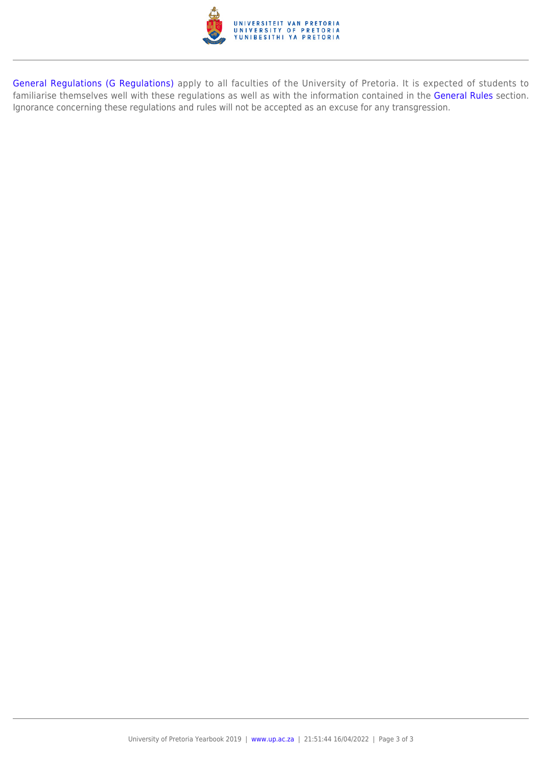General Regulations (G Regulations) apply to all faculties of the University of Pretoria. It is expected of students to familiarise themselves well with these regulations as well as with the information contained in the General Rules section. Ignorance concerning these regulations and rules will not be accepted as an excuse for any transgression.